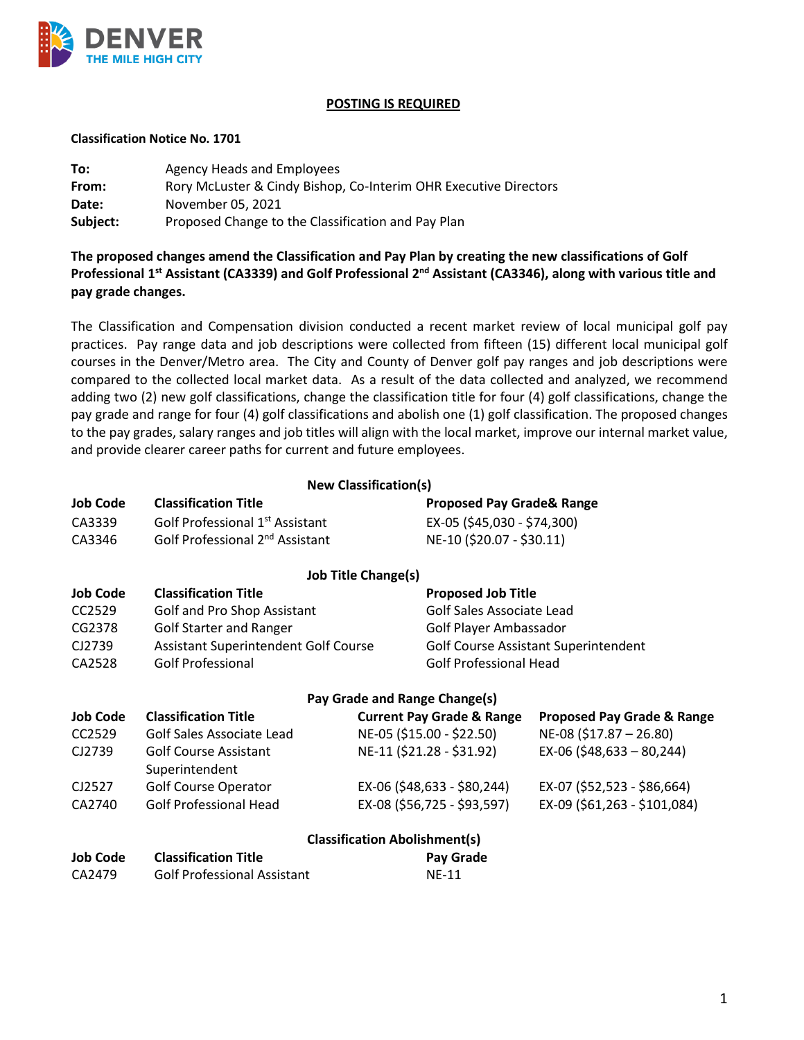DENVER THE MILE HIGH CITY

**POSTING IS REQUIRED**

**Classification Notice No. 1701**

| | |
|---|---|
| **To:** | Agency Heads and Employees |
| **From:** | Rory McLuster & Cindy Bishop, Co-Interim OHR Executive Directors |
| **Date:** | November 05, 2021 |
| **Subject:** | Proposed Change to the Classification and Pay Plan |

**The proposed changes amend the Classification and Pay Plan by creating the new classifications of Golf Professional 1st Assistant (CA3339) and Golf Professional 2nd Assistant (CA3346), along with various title and pay grade changes.**

The Classification and Compensation division conducted a recent market review of local municipal golf pay practices. Pay range data and job descriptions were collected from fifteen (15) different local municipal golf courses in the Denver/Metro area. The City and County of Denver golf pay ranges and job descriptions were compared to the collected local market data. As a result of the data collected and analyzed, we recommend adding two (2) new golf classifications, change the classification title for four (4) golf classifications, change the pay grade and range for four (4) golf classifications and abolish one (1) golf classification. The proposed changes to the pay grades, salary ranges and job titles will align with the local market, improve our internal market value, and provide clearer career paths for current and future employees.

**New Classification(s)**

| Job Code | Classification Title | Proposed Pay Grade& Range |
|---|---|---|
| CA3339 | Golf Professional 1st Assistant | EX-05 ($45,030 - $74,300) |
| CA3346 | Golf Professional 2nd Assistant | NE-10 ($20.07 - $30.11) |

**Job Title Change(s)**

| Job Code | Classification Title | Proposed Job Title |
|---|---|---|
| CC2529 | Golf and Pro Shop Assistant | Golf Sales Associate Lead |
| CG2378 | Golf Starter and Ranger | Golf Player Ambassador |
| CJ2739 | Assistant Superintendent Golf Course | Golf Course Assistant Superintendent |
| CA2528 | Golf Professional | Golf Professional Head |

**Pay Grade and Range Change(s)**

| Job Code | Classification Title | Current Pay Grade & Range | Proposed Pay Grade & Range |
|---|---|---|---|
| CC2529 | Golf Sales Associate Lead | NE-05 ($15.00 - $22.50) | NE-08 ($17.87 – 26.80) |
| CJ2739 | Golf Course Assistant Superintendent | NE-11 ($21.28 - $31.92) | EX-06 ($48,633 – 80,244) |
| CJ2527 | Golf Course Operator | EX-06 ($48,633 - $80,244) | EX-07 ($52,523 - $86,664) |
| CA2740 | Golf Professional Head | EX-08 ($56,725 - $93,597) | EX-09 ($61,263 - $101,084) |

**Classification Abolishment(s)**

| Job Code | Classification Title | Pay Grade |
|---|---|---|
| CA2479 | Golf Professional Assistant | NE-11 |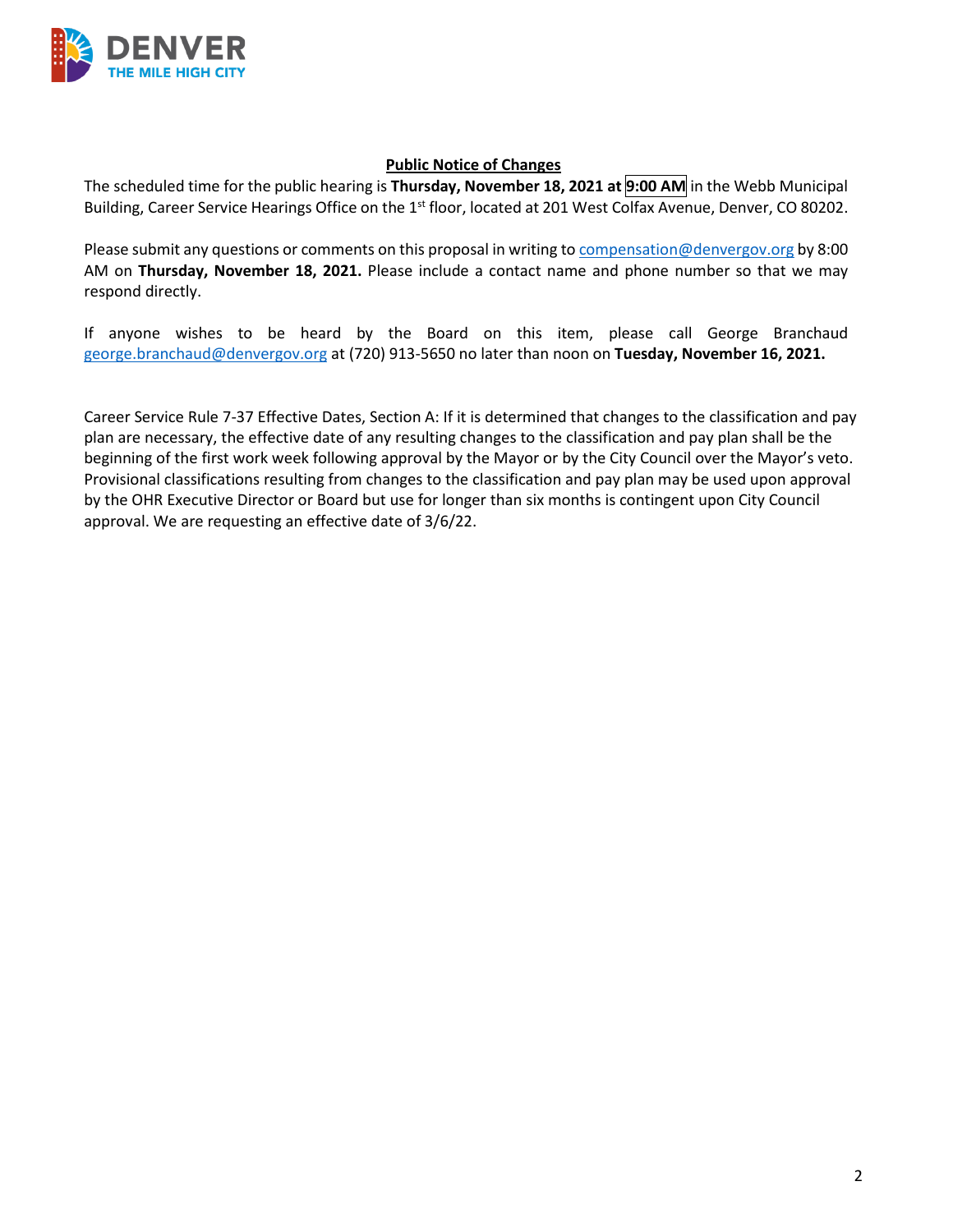**Public Notice of Changes**

The scheduled time for the public hearing is **Thursday, November 18, 2021 at 9:00 AM** in the Webb Municipal Building, Career Service Hearings Office on the 1st floor, located at 201 West Colfax Avenue, Denver, CO 80202.

Please submit any questions or comments on this proposal in writing to compensation@denvergov.org by 8:00 AM on **Thursday, November 18, 2021.** Please include a contact name and phone number so that we may respond directly.

If anyone wishes to be heard by the Board on this item, please call George Branchaud george.branchaud@denvergov.org at (720) 913-5650 no later than noon on **Tuesday, November 16, 2021.**

Career Service Rule 7-37 Effective Dates, Section A: If it is determined that changes to the classification and pay plan are necessary, the effective date of any resulting changes to the classification and pay plan shall be the beginning of the first work week following approval by the Mayor or by the City Council over the Mayor's veto. Provisional classifications resulting from changes to the classification and pay plan may be used upon approval by the OHR Executive Director or Board but use for longer than six months is contingent upon City Council approval. We are requesting an effective date of 3/6/22.